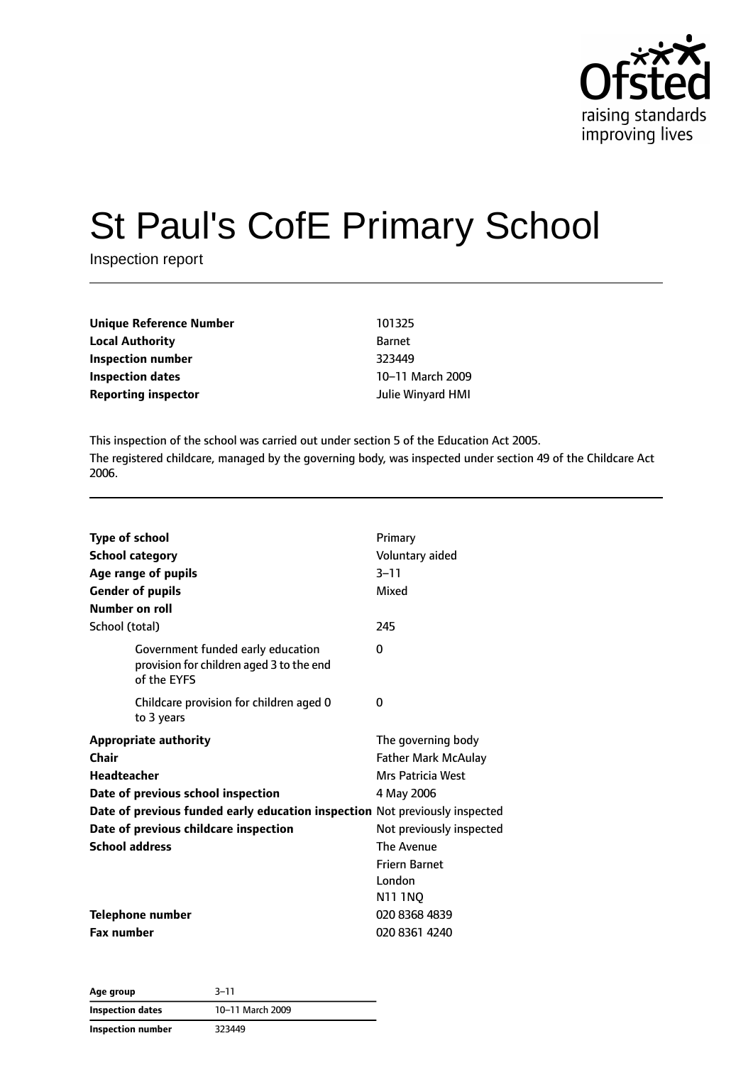# St Paul's CofE Primary School

Inspection report

| | |
|---|---|
| **Unique Reference Number** | 101325 |
| **Local Authority** | Barnet |
| **Inspection number** | 323449 |
| **Inspection dates** | 10–11 March 2009 |
| **Reporting inspector** | Julie Winyard HMI |

This inspection of the school was carried out under section 5 of the Education Act 2005.

The registered childcare, managed by the governing body, was inspected under section 49 of the Childcare Act 2006.

| | |
|---|---|
| **Type of school** | Primary |
| **School category** | Voluntary aided |
| **Age range of pupils** | 3–11 |
| **Gender of pupils** | Mixed |
| **Number on roll** | |
| School (total) | 245 |
| Government funded early education provision for children aged 3 to the end of the EYFS | 0 |
| Childcare provision for children aged 0 to 3 years | 0 |
| **Appropriate authority** | The governing body |
| **Chair** | Father Mark McAulay |
| **Headteacher** | Mrs Patricia West |
| **Date of previous school inspection** | 4 May 2006 |
| **Date of previous funded early education inspection** | Not previously inspected |
| **Date of previous childcare inspection** | Not previously inspected |
| **School address** | The Avenue<br>Friern Barnet<br>London<br>N11 1NQ |
| **Telephone number** | 020 8368 4839 |
| **Fax number** | 020 8361 4240 |

| | |
|---|---|
| **Age group** | 3–11 |
| **Inspection dates** | 10–11 March 2009 |
| **Inspection number** | 323449 |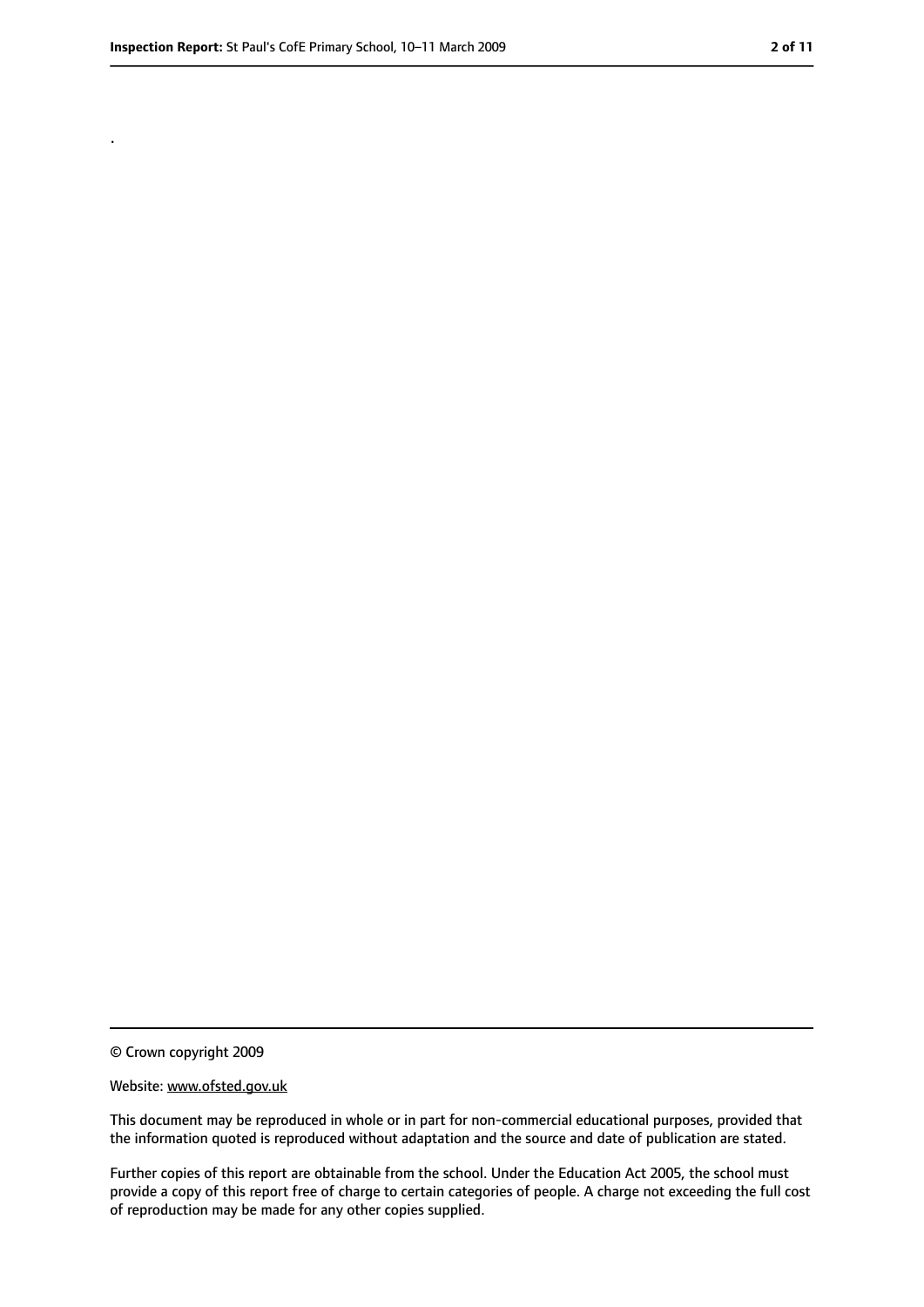.

© Crown copyright 2009

Website: www.ofsted.gov.uk

This document may be reproduced in whole or in part for non-commercial educational purposes, provided that the information quoted is reproduced without adaptation and the source and date of publication are stated.

Further copies of this report are obtainable from the school. Under the Education Act 2005, the school must provide a copy of this report free of charge to certain categories of people. A charge not exceeding the full cost of reproduction may be made for any other copies supplied.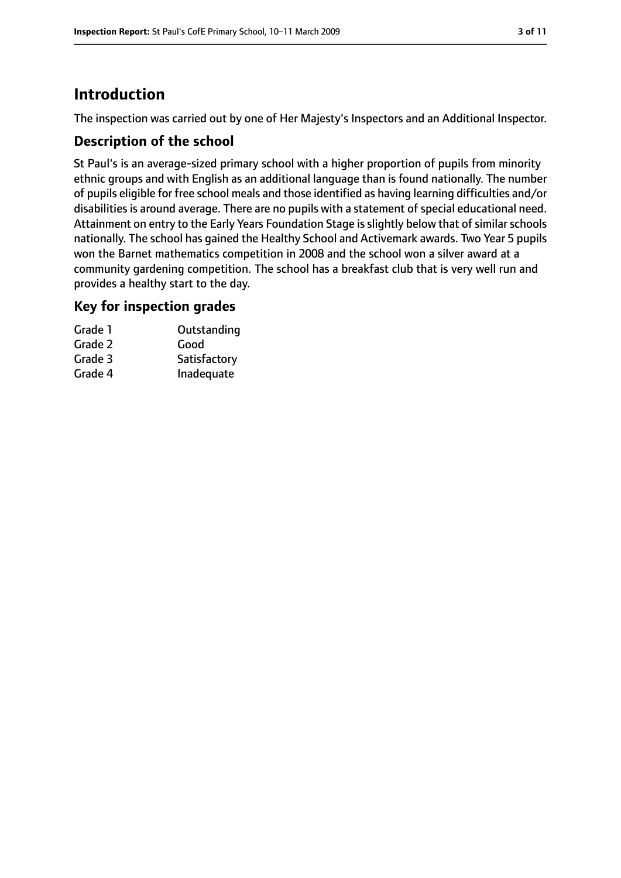# Introduction

The inspection was carried out by one of Her Majesty's Inspectors and an Additional Inspector.

## Description of the school

St Paul's is an average-sized primary school with a higher proportion of pupils from minority ethnic groups and with English as an additional language than is found nationally. The number of pupils eligible for free school meals and those identified as having learning difficulties and/or disabilities is around average. There are no pupils with a statement of special educational need. Attainment on entry to the Early Years Foundation Stage is slightly below that of similar schools nationally. The school has gained the Healthy School and Activemark awards. Two Year 5 pupils won the Barnet mathematics competition in 2008 and the school won a silver award at a community gardening competition. The school has a breakfast club that is very well run and provides a healthy start to the day.

## Key for inspection grades

| | |
|---|---|
| Grade 1 | Outstanding |
| Grade 2 | Good |
| Grade 3 | Satisfactory |
| Grade 4 | Inadequate |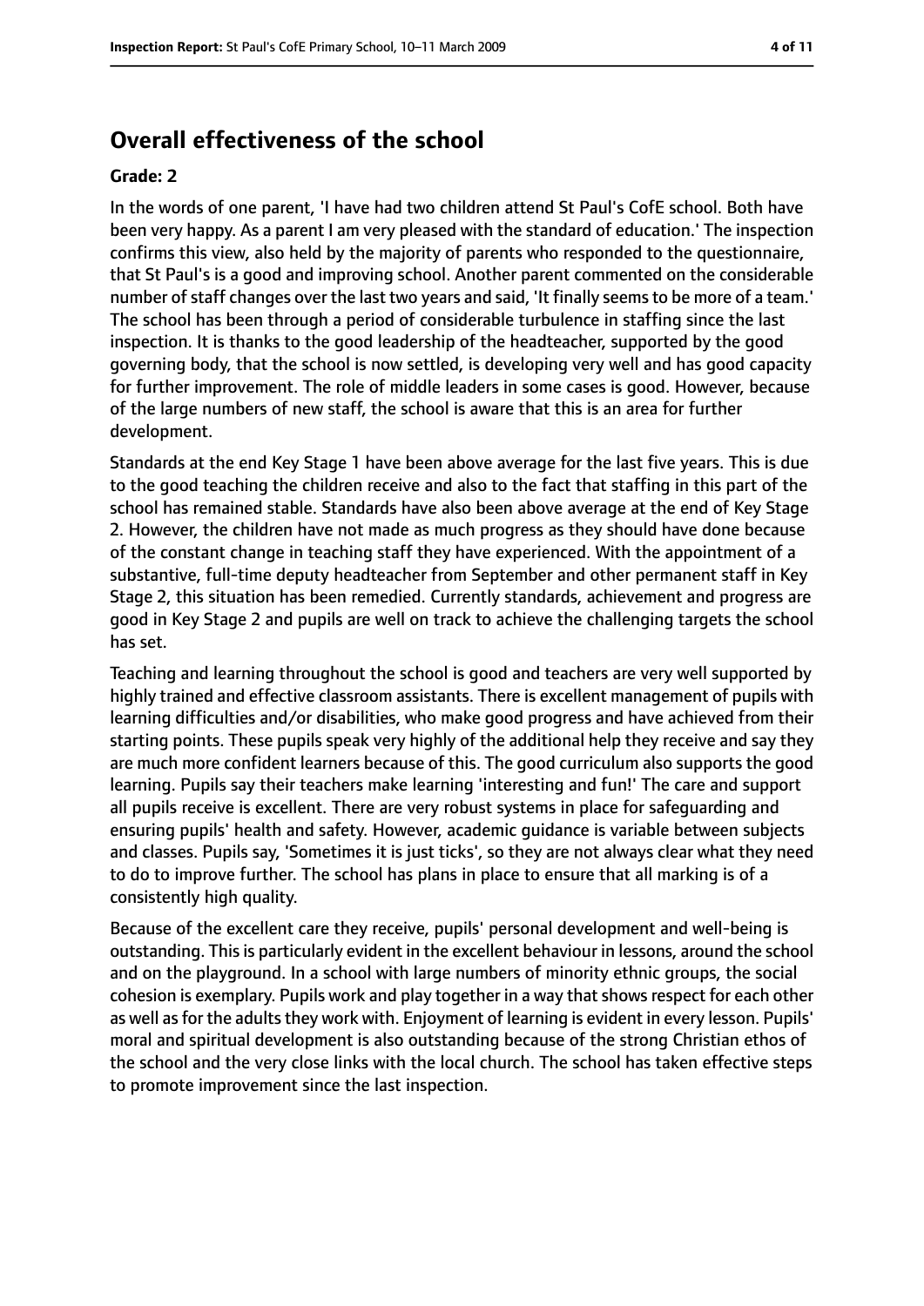## Overall effectiveness of the school

**Grade: 2**

In the words of one parent, 'I have had two children attend St Paul's CofE school. Both have been very happy. As a parent I am very pleased with the standard of education.' The inspection confirms this view, also held by the majority of parents who responded to the questionnaire, that St Paul's is a good and improving school. Another parent commented on the considerable number of staff changes over the last two years and said, 'It finally seems to be more of a team.' The school has been through a period of considerable turbulence in staffing since the last inspection. It is thanks to the good leadership of the headteacher, supported by the good governing body, that the school is now settled, is developing very well and has good capacity for further improvement. The role of middle leaders in some cases is good. However, because of the large numbers of new staff, the school is aware that this is an area for further development.

Standards at the end Key Stage 1 have been above average for the last five years. This is due to the good teaching the children receive and also to the fact that staffing in this part of the school has remained stable. Standards have also been above average at the end of Key Stage 2. However, the children have not made as much progress as they should have done because of the constant change in teaching staff they have experienced. With the appointment of a substantive, full-time deputy headteacher from September and other permanent staff in Key Stage 2, this situation has been remedied. Currently standards, achievement and progress are good in Key Stage 2 and pupils are well on track to achieve the challenging targets the school has set.

Teaching and learning throughout the school is good and teachers are very well supported by highly trained and effective classroom assistants. There is excellent management of pupils with learning difficulties and/or disabilities, who make good progress and have achieved from their starting points. These pupils speak very highly of the additional help they receive and say they are much more confident learners because of this. The good curriculum also supports the good learning. Pupils say their teachers make learning 'interesting and fun!' The care and support all pupils receive is excellent. There are very robust systems in place for safeguarding and ensuring pupils' health and safety. However, academic guidance is variable between subjects and classes. Pupils say, 'Sometimes it is just ticks', so they are not always clear what they need to do to improve further. The school has plans in place to ensure that all marking is of a consistently high quality.

Because of the excellent care they receive, pupils' personal development and well-being is outstanding. This is particularly evident in the excellent behaviour in lessons, around the school and on the playground. In a school with large numbers of minority ethnic groups, the social cohesion is exemplary. Pupils work and play together in a way that shows respect for each other as well as for the adults they work with. Enjoyment of learning is evident in every lesson. Pupils' moral and spiritual development is also outstanding because of the strong Christian ethos of the school and the very close links with the local church. The school has taken effective steps to promote improvement since the last inspection.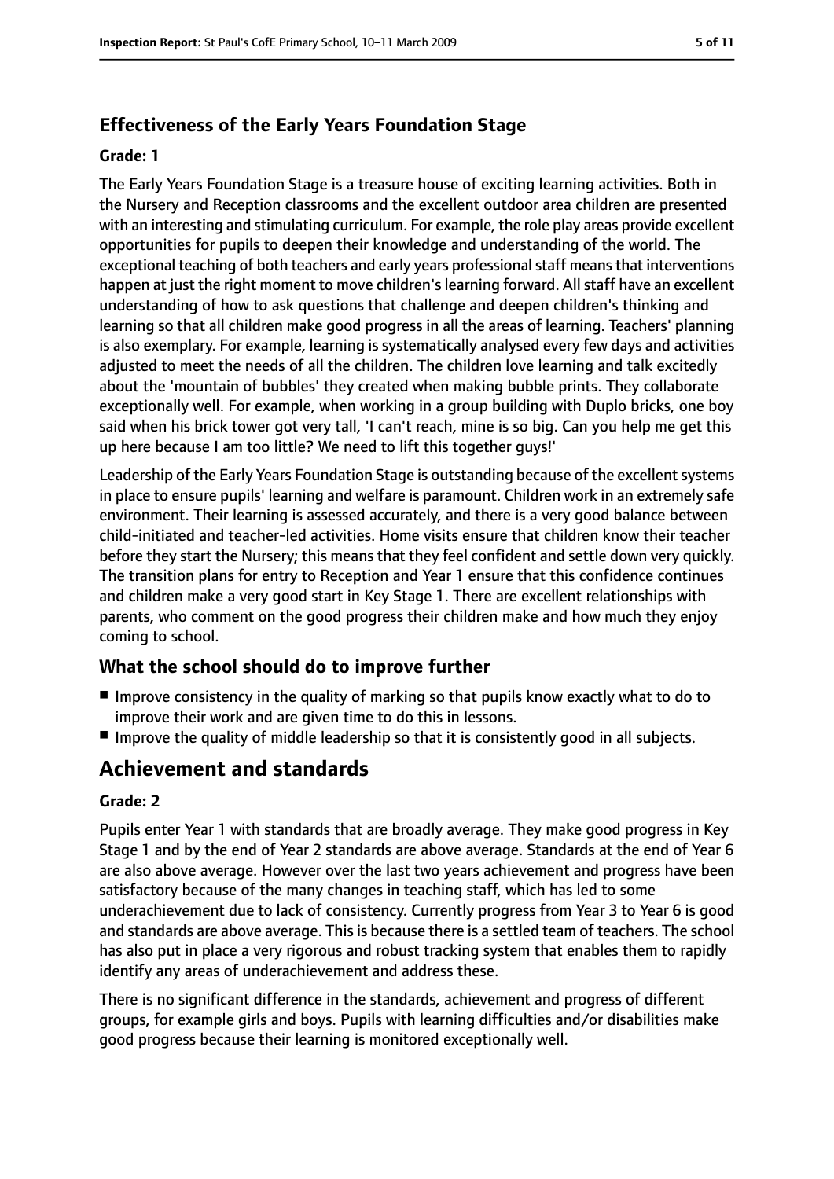### Effectiveness of the Early Years Foundation Stage

#### Grade: 1

The Early Years Foundation Stage is a treasure house of exciting learning activities. Both in the Nursery and Reception classrooms and the excellent outdoor area children are presented with an interesting and stimulating curriculum. For example, the role play areas provide excellent opportunities for pupils to deepen their knowledge and understanding of the world. The exceptional teaching of both teachers and early years professional staff means that interventions happen at just the right moment to move children's learning forward. All staff have an excellent understanding of how to ask questions that challenge and deepen children's thinking and learning so that all children make good progress in all the areas of learning. Teachers' planning is also exemplary. For example, learning is systematically analysed every few days and activities adjusted to meet the needs of all the children. The children love learning and talk excitedly about the 'mountain of bubbles' they created when making bubble prints. They collaborate exceptionally well. For example, when working in a group building with Duplo bricks, one boy said when his brick tower got very tall, 'I can't reach, mine is so big. Can you help me get this up here because I am too little? We need to lift this together guys!'

Leadership of the Early Years Foundation Stage is outstanding because of the excellent systems in place to ensure pupils' learning and welfare is paramount. Children work in an extremely safe environment. Their learning is assessed accurately, and there is a very good balance between child-initiated and teacher-led activities. Home visits ensure that children know their teacher before they start the Nursery; this means that they feel confident and settle down very quickly. The transition plans for entry to Reception and Year 1 ensure that this confidence continues and children make a very good start in Key Stage 1. There are excellent relationships with parents, who comment on the good progress their children make and how much they enjoy coming to school.

### What the school should do to improve further

- Improve consistency in the quality of marking so that pupils know exactly what to do to improve their work and are given time to do this in lessons.
- Improve the quality of middle leadership so that it is consistently good in all subjects.

## Achievement and standards

#### Grade: 2

Pupils enter Year 1 with standards that are broadly average. They make good progress in Key Stage 1 and by the end of Year 2 standards are above average. Standards at the end of Year 6 are also above average. However over the last two years achievement and progress have been satisfactory because of the many changes in teaching staff, which has led to some underachievement due to lack of consistency. Currently progress from Year 3 to Year 6 is good and standards are above average. This is because there is a settled team of teachers. The school has also put in place a very rigorous and robust tracking system that enables them to rapidly identify any areas of underachievement and address these.

There is no significant difference in the standards, achievement and progress of different groups, for example girls and boys. Pupils with learning difficulties and/or disabilities make good progress because their learning is monitored exceptionally well.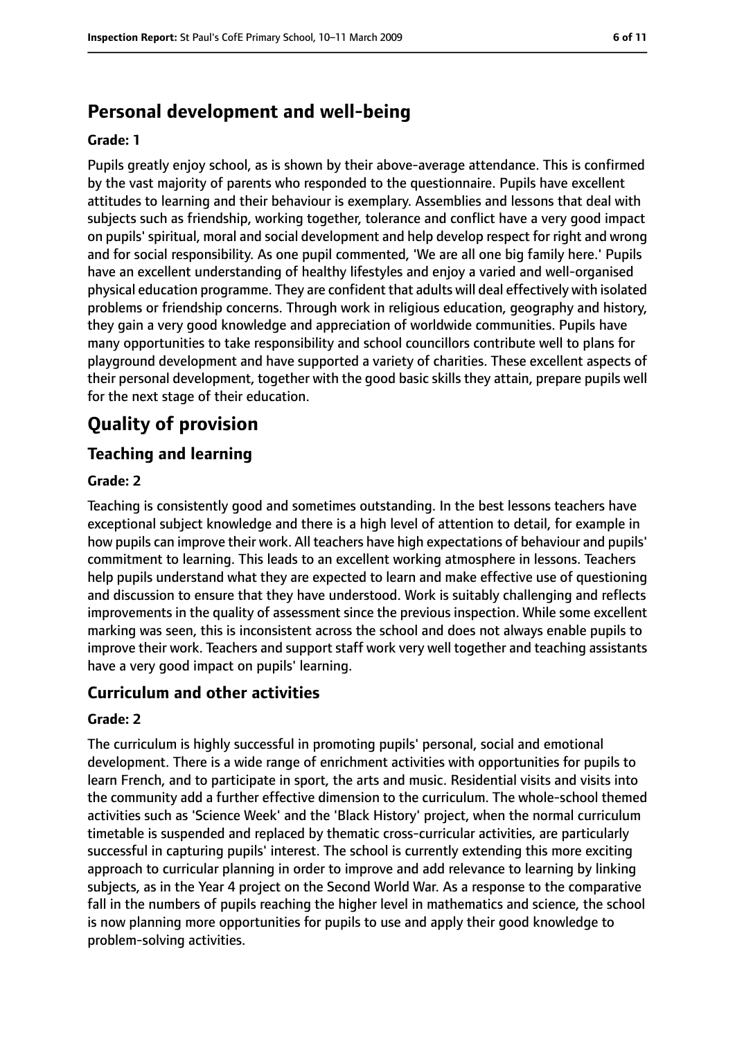## Personal development and well-being

**Grade: 1**

Pupils greatly enjoy school, as is shown by their above-average attendance. This is confirmed by the vast majority of parents who responded to the questionnaire. Pupils have excellent attitudes to learning and their behaviour is exemplary. Assemblies and lessons that deal with subjects such as friendship, working together, tolerance and conflict have a very good impact on pupils' spiritual, moral and social development and help develop respect for right and wrong and for social responsibility. As one pupil commented, 'We are all one big family here.' Pupils have an excellent understanding of healthy lifestyles and enjoy a varied and well-organised physical education programme. They are confident that adults will deal effectively with isolated problems or friendship concerns. Through work in religious education, geography and history, they gain a very good knowledge and appreciation of worldwide communities. Pupils have many opportunities to take responsibility and school councillors contribute well to plans for playground development and have supported a variety of charities. These excellent aspects of their personal development, together with the good basic skills they attain, prepare pupils well for the next stage of their education.

# Quality of provision

## Teaching and learning

**Grade: 2**

Teaching is consistently good and sometimes outstanding. In the best lessons teachers have exceptional subject knowledge and there is a high level of attention to detail, for example in how pupils can improve their work. All teachers have high expectations of behaviour and pupils' commitment to learning. This leads to an excellent working atmosphere in lessons. Teachers help pupils understand what they are expected to learn and make effective use of questioning and discussion to ensure that they have understood. Work is suitably challenging and reflects improvements in the quality of assessment since the previous inspection. While some excellent marking was seen, this is inconsistent across the school and does not always enable pupils to improve their work. Teachers and support staff work very well together and teaching assistants have a very good impact on pupils' learning.

## Curriculum and other activities

**Grade: 2**

The curriculum is highly successful in promoting pupils' personal, social and emotional development. There is a wide range of enrichment activities with opportunities for pupils to learn French, and to participate in sport, the arts and music. Residential visits and visits into the community add a further effective dimension to the curriculum. The whole-school themed activities such as 'Science Week' and the 'Black History' project, when the normal curriculum timetable is suspended and replaced by thematic cross-curricular activities, are particularly successful in capturing pupils' interest. The school is currently extending this more exciting approach to curricular planning in order to improve and add relevance to learning by linking subjects, as in the Year 4 project on the Second World War. As a response to the comparative fall in the numbers of pupils reaching the higher level in mathematics and science, the school is now planning more opportunities for pupils to use and apply their good knowledge to problem-solving activities.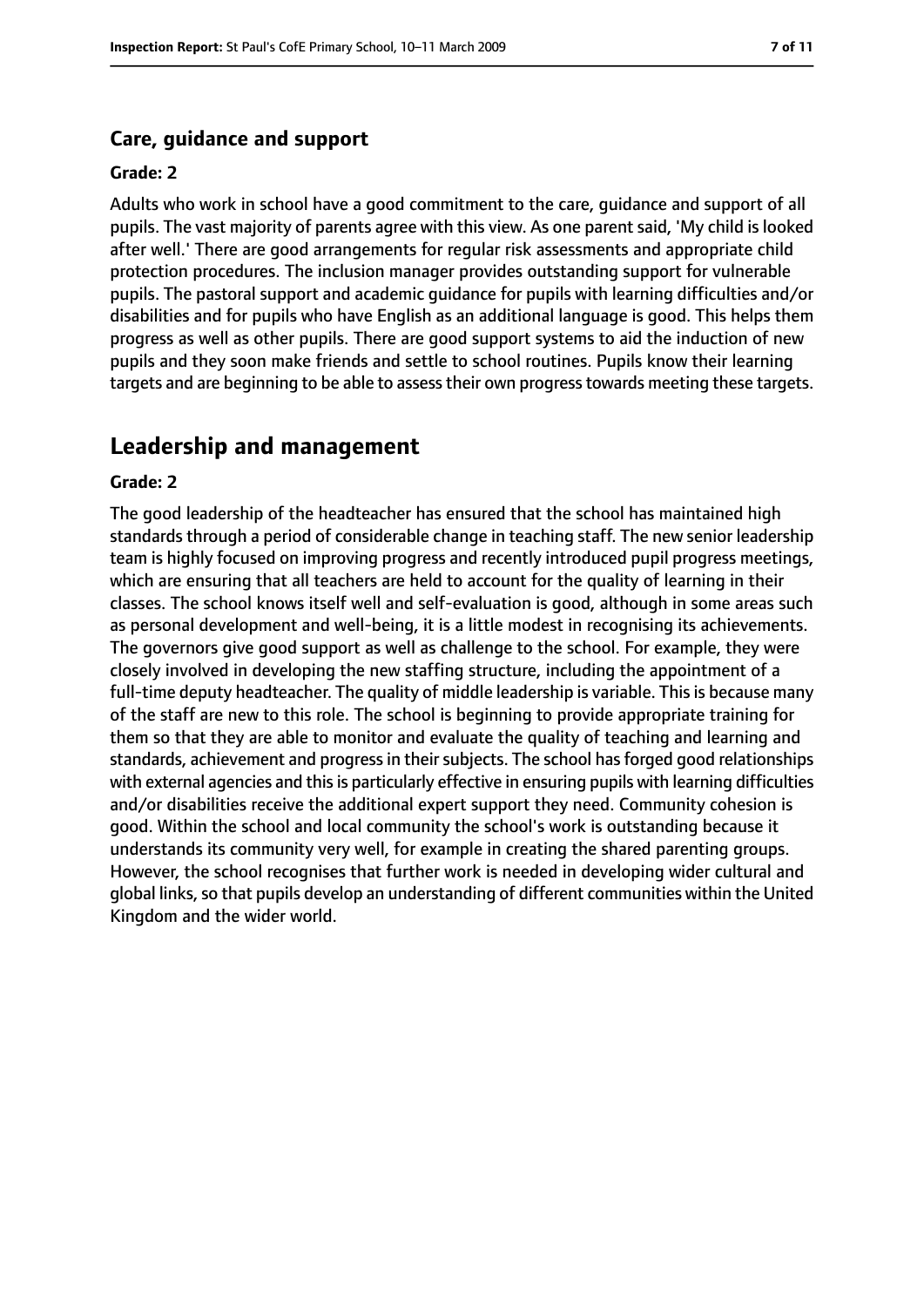### Care, guidance and support

**Grade: 2**

Adults who work in school have a good commitment to the care, guidance and support of all pupils. The vast majority of parents agree with this view. As one parent said, 'My child is looked after well.' There are good arrangements for regular risk assessments and appropriate child protection procedures. The inclusion manager provides outstanding support for vulnerable pupils. The pastoral support and academic guidance for pupils with learning difficulties and/or disabilities and for pupils who have English as an additional language is good. This helps them progress as well as other pupils. There are good support systems to aid the induction of new pupils and they soon make friends and settle to school routines. Pupils know their learning targets and are beginning to be able to assess their own progress towards meeting these targets.

## Leadership and management

**Grade: 2**

The good leadership of the headteacher has ensured that the school has maintained high standards through a period of considerable change in teaching staff. The new senior leadership team is highly focused on improving progress and recently introduced pupil progress meetings, which are ensuring that all teachers are held to account for the quality of learning in their classes. The school knows itself well and self-evaluation is good, although in some areas such as personal development and well-being, it is a little modest in recognising its achievements. The governors give good support as well as challenge to the school. For example, they were closely involved in developing the new staffing structure, including the appointment of a full-time deputy headteacher. The quality of middle leadership is variable. This is because many of the staff are new to this role. The school is beginning to provide appropriate training for them so that they are able to monitor and evaluate the quality of teaching and learning and standards, achievement and progress in their subjects. The school has forged good relationships with external agencies and this is particularly effective in ensuring pupils with learning difficulties and/or disabilities receive the additional expert support they need. Community cohesion is good. Within the school and local community the school's work is outstanding because it understands its community very well, for example in creating the shared parenting groups. However, the school recognises that further work is needed in developing wider cultural and global links, so that pupils develop an understanding of different communities within the United Kingdom and the wider world.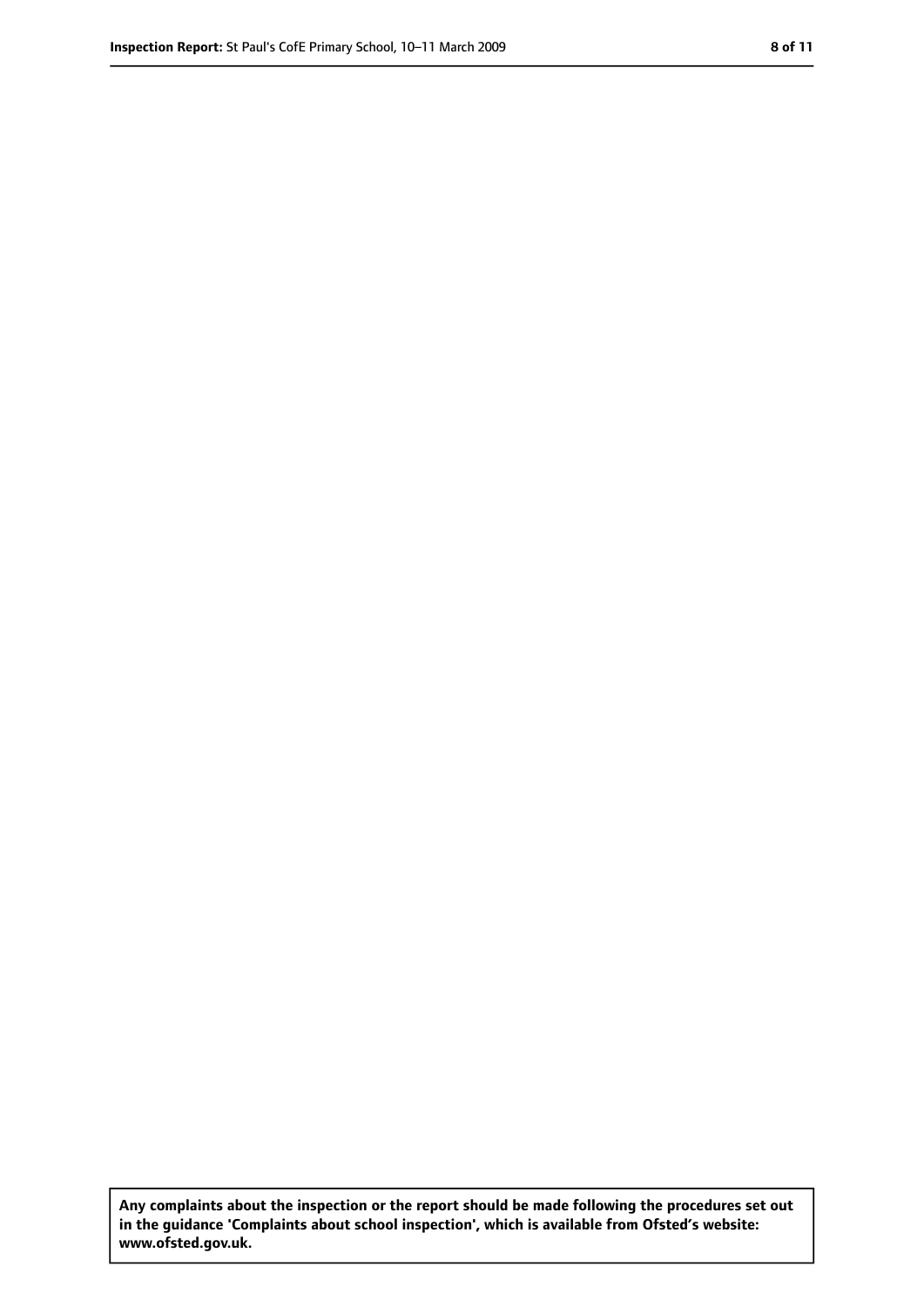**Any complaints about the inspection or the report should be made following the procedures set out in the guidance 'Complaints about school inspection', which is available from Ofsted's website: www.ofsted.gov.uk.**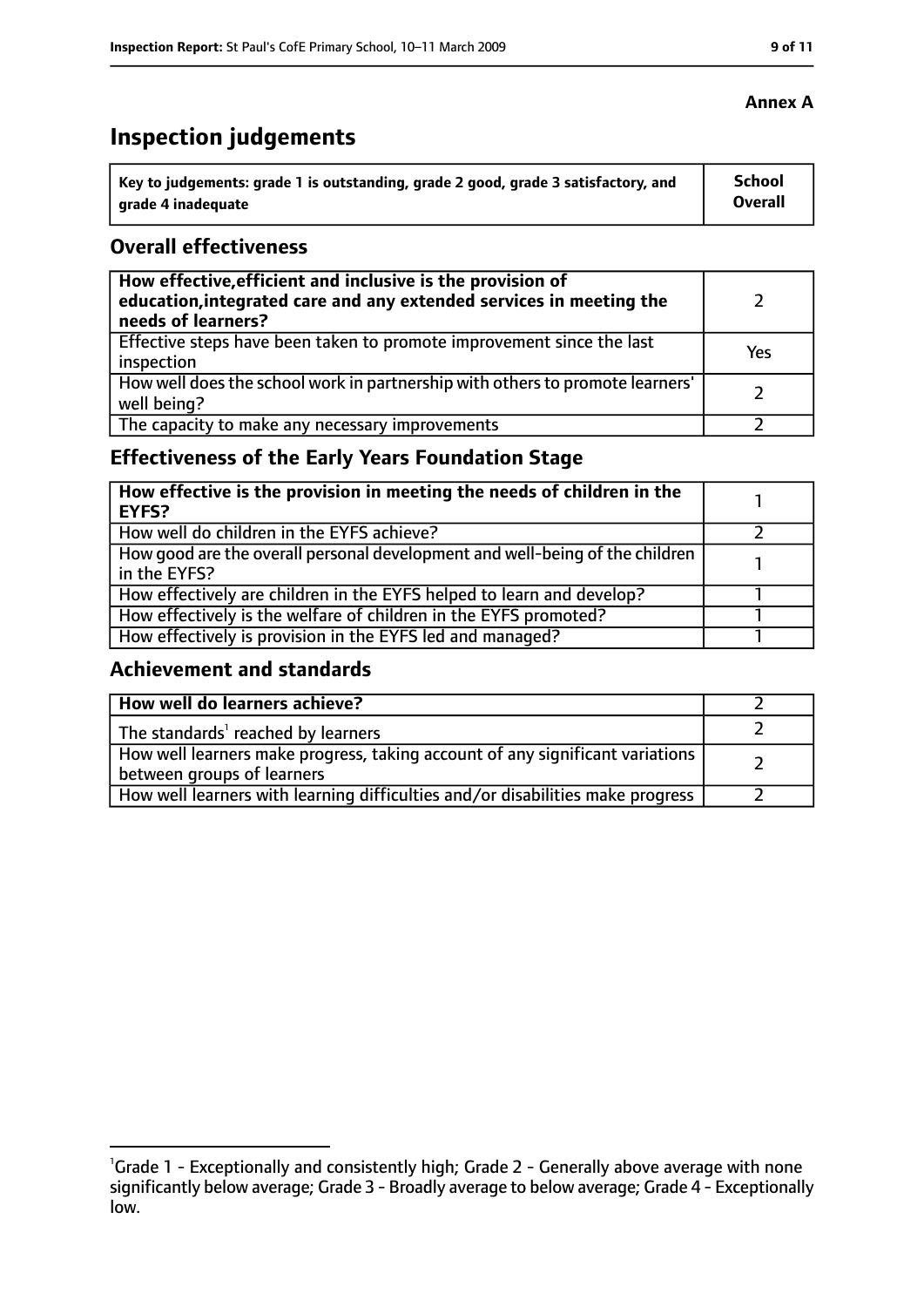**Annex A**

# Inspection judgements

| Key to judgements: grade 1 is outstanding, grade 2 good, grade 3 satisfactory, and grade 4 inadequate | School Overall |
|---|---|

## Overall effectiveness

| | |
|---|---|
| **How effective, efficient and inclusive is the provision of education, integrated care and any extended services in meeting the needs of learners?** | 2 |
| Effective steps have been taken to promote improvement since the last inspection | Yes |
| How well does the school work in partnership with others to promote learners' well being? | 2 |
| The capacity to make any necessary improvements | 2 |

## Effectiveness of the Early Years Foundation Stage

| | |
|---|---|
| **How effective is the provision in meeting the needs of children in the EYFS?** | 1 |
| How well do children in the EYFS achieve? | 2 |
| How good are the overall personal development and well-being of the children in the EYFS? | 1 |
| How effectively are children in the EYFS helped to learn and develop? | 1 |
| How effectively is the welfare of children in the EYFS promoted? | 1 |
| How effectively is provision in the EYFS led and managed? | 1 |

## Achievement and standards

| | |
|---|---|
| **How well do learners achieve?** | 2 |
| The standards[1] reached by learners | 2 |
| How well learners make progress, taking account of any significant variations between groups of learners | 2 |
| How well learners with learning difficulties and/or disabilities make progress | 2 |

[1]Grade 1 - Exceptionally and consistently high; Grade 2 - Generally above average with none significantly below average; Grade 3 - Broadly average to below average; Grade 4 - Exceptionally low.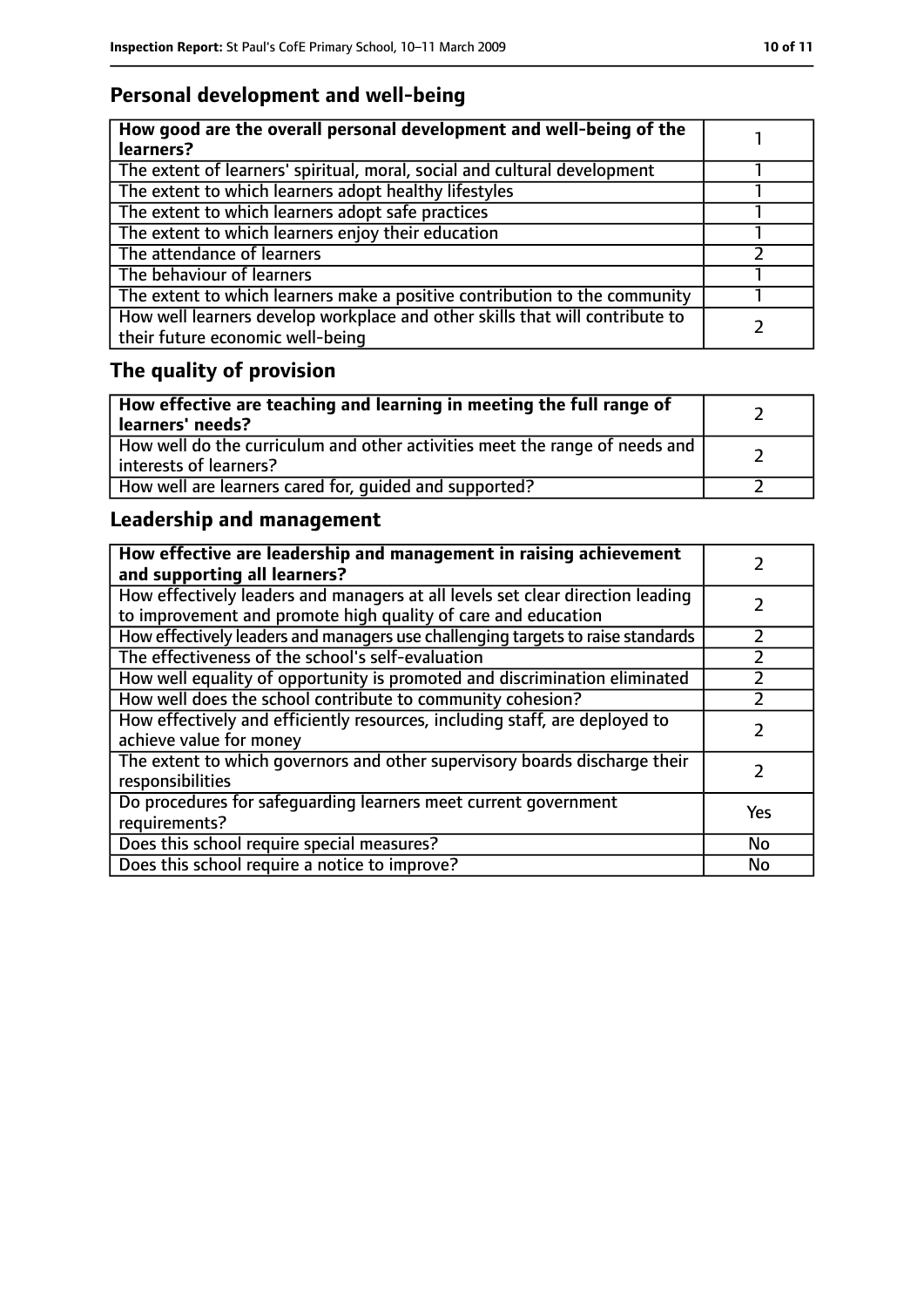## Personal development and well-being

| **How good are the overall personal development and well-being of the learners?** | 1 |
|---|---|
| The extent of learners' spiritual, moral, social and cultural development | 1 |
| The extent to which learners adopt healthy lifestyles | 1 |
| The extent to which learners adopt safe practices | 1 |
| The extent to which learners enjoy their education | 1 |
| The attendance of learners | 2 |
| The behaviour of learners | 1 |
| The extent to which learners make a positive contribution to the community | 1 |
| How well learners develop workplace and other skills that will contribute to their future economic well-being | 2 |

## The quality of provision

| **How effective are teaching and learning in meeting the full range of learners' needs?** | 2 |
|---|---|
| How well do the curriculum and other activities meet the range of needs and interests of learners? | 2 |
| How well are learners cared for, guided and supported? | 2 |

## Leadership and management

| **How effective are leadership and management in raising achievement and supporting all learners?** | 2 |
|---|---|
| How effectively leaders and managers at all levels set clear direction leading to improvement and promote high quality of care and education | 2 |
| How effectively leaders and managers use challenging targets to raise standards | 2 |
| The effectiveness of the school's self-evaluation | 2 |
| How well equality of opportunity is promoted and discrimination eliminated | 2 |
| How well does the school contribute to community cohesion? | 2 |
| How effectively and efficiently resources, including staff, are deployed to achieve value for money | 2 |
| The extent to which governors and other supervisory boards discharge their responsibilities | 2 |
| Do procedures for safeguarding learners meet current government requirements? | Yes |
| Does this school require special measures? | No |
| Does this school require a notice to improve? | No |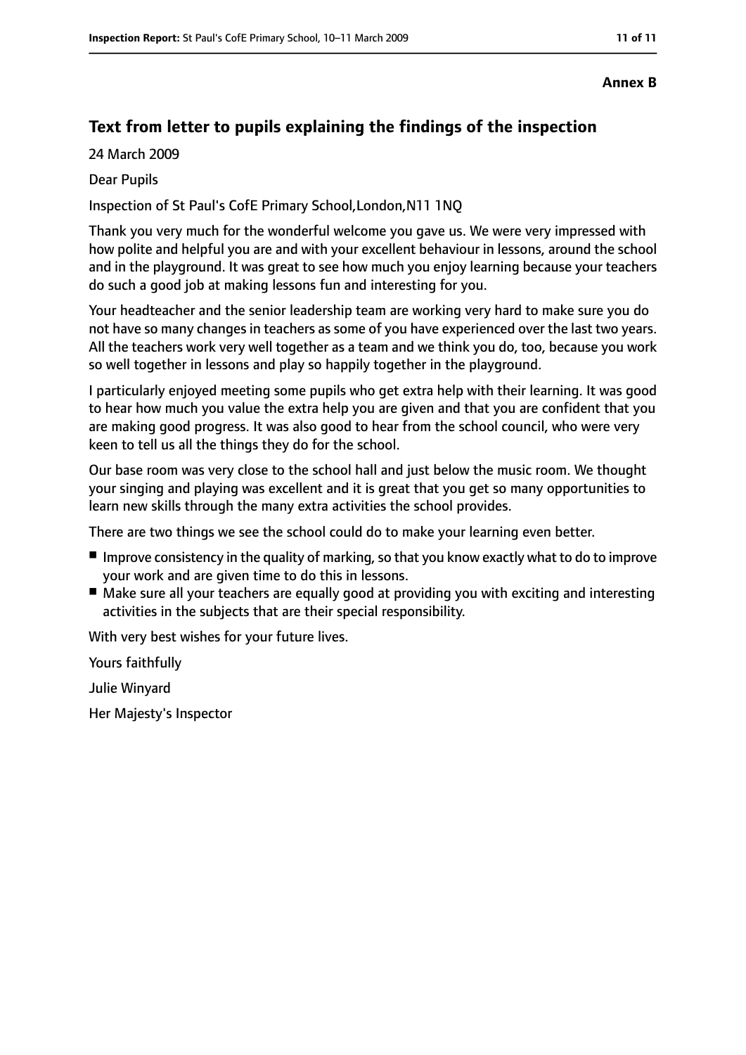**Annex B**

## Text from letter to pupils explaining the findings of the inspection

24 March 2009

Dear Pupils

Inspection of St Paul's CofE Primary School,London,N11 1NQ

Thank you very much for the wonderful welcome you gave us. We were very impressed with how polite and helpful you are and with your excellent behaviour in lessons, around the school and in the playground. It was great to see how much you enjoy learning because your teachers do such a good job at making lessons fun and interesting for you.

Your headteacher and the senior leadership team are working very hard to make sure you do not have so many changes in teachers as some of you have experienced over the last two years. All the teachers work very well together as a team and we think you do, too, because you work so well together in lessons and play so happily together in the playground.

I particularly enjoyed meeting some pupils who get extra help with their learning. It was good to hear how much you value the extra help you are given and that you are confident that you are making good progress. It was also good to hear from the school council, who were very keen to tell us all the things they do for the school.

Our base room was very close to the school hall and just below the music room. We thought your singing and playing was excellent and it is great that you get so many opportunities to learn new skills through the many extra activities the school provides.

There are two things we see the school could do to make your learning even better.

- Improve consistency in the quality of marking, so that you know exactly what to do to improve your work and are given time to do this in lessons.
- Make sure all your teachers are equally good at providing you with exciting and interesting activities in the subjects that are their special responsibility.

With very best wishes for your future lives.

Yours faithfully

Julie Winyard

Her Majesty's Inspector